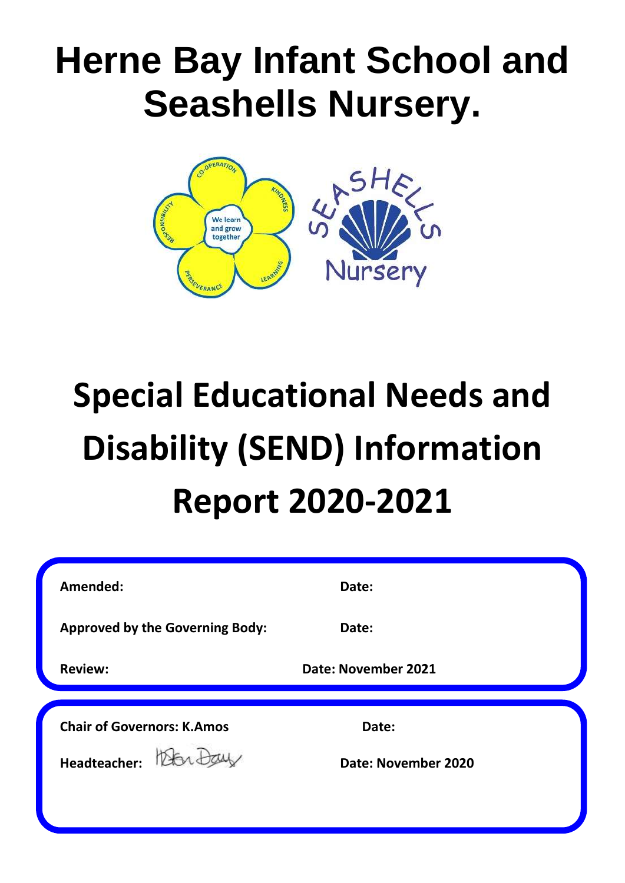# Herne Bay Infant School and Seashells Nursery.

# Special Educational Needs and Disability (SEND) Information Report 2020-2021

| | |
|---|---|
| **Amended:** | **Date:** |
| **Approved by the Governing Body:** | **Date:** |
| **Review:** | **Date: November 2021** |

| | |
|---|---|
| **Chair of Governors: K.Amos** | **Date:** |
| **Headteacher:** | **Date: November 2020** |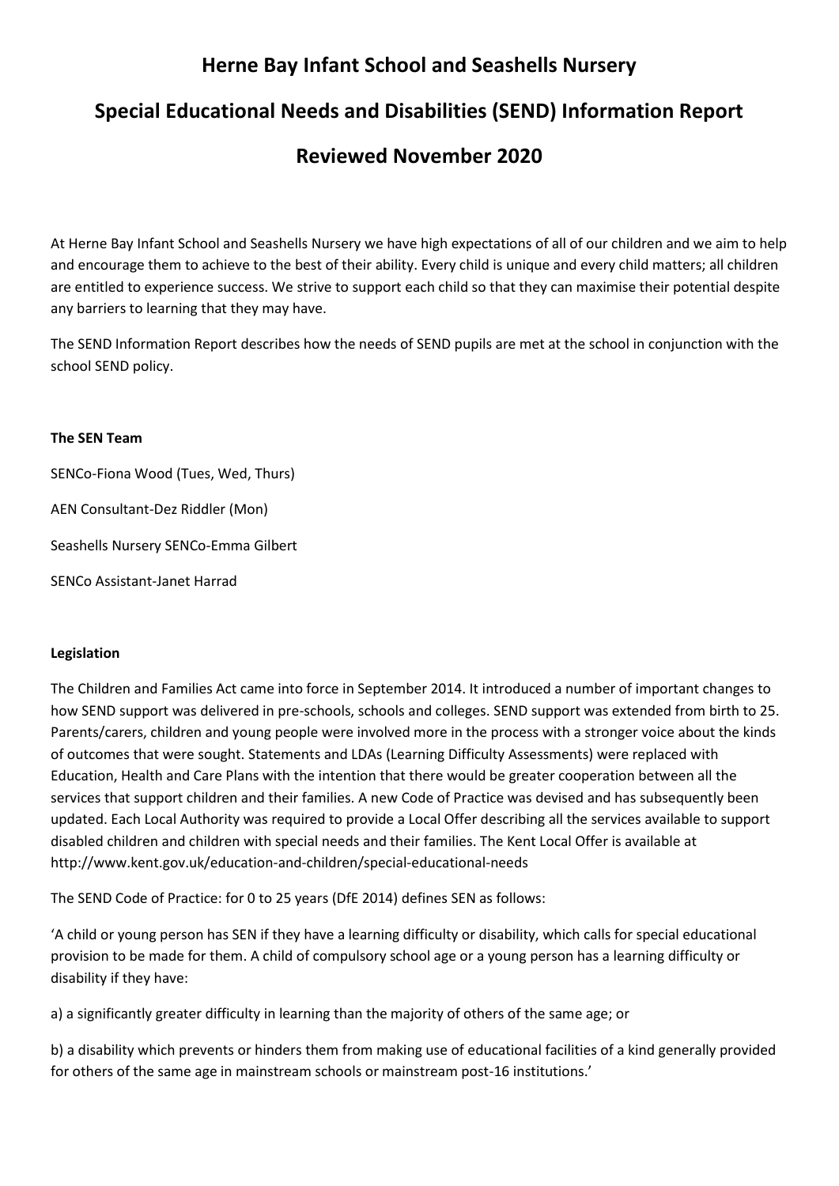# Herne Bay Infant School and Seashells Nursery

# Special Educational Needs and Disabilities (SEND) Information Report

# Reviewed November 2020

At Herne Bay Infant School and Seashells Nursery we have high expectations of all of our children and we aim to help and encourage them to achieve to the best of their ability. Every child is unique and every child matters; all children are entitled to experience success. We strive to support each child so that they can maximise their potential despite any barriers to learning that they may have.

The SEND Information Report describes how the needs of SEND pupils are met at the school in conjunction with the school SEND policy.

**The SEN Team**

SENCo-Fiona Wood (Tues, Wed, Thurs)

AEN Consultant-Dez Riddler (Mon)

Seashells Nursery SENCo-Emma Gilbert

SENCo Assistant-Janet Harrad

**Legislation**

The Children and Families Act came into force in September 2014. It introduced a number of important changes to how SEND support was delivered in pre-schools, schools and colleges. SEND support was extended from birth to 25. Parents/carers, children and young people were involved more in the process with a stronger voice about the kinds of outcomes that were sought. Statements and LDAs (Learning Difficulty Assessments) were replaced with Education, Health and Care Plans with the intention that there would be greater cooperation between all the services that support children and their families. A new Code of Practice was devised and has subsequently been updated. Each Local Authority was required to provide a Local Offer describing all the services available to support disabled children and children with special needs and their families. The Kent Local Offer is available at http://www.kent.gov.uk/education-and-children/special-educational-needs

The SEND Code of Practice: for 0 to 25 years (DfE 2014) defines SEN as follows:

'A child or young person has SEN if they have a learning difficulty or disability, which calls for special educational provision to be made for them. A child of compulsory school age or a young person has a learning difficulty or disability if they have:

a) a significantly greater difficulty in learning than the majority of others of the same age; or

b) a disability which prevents or hinders them from making use of educational facilities of a kind generally provided for others of the same age in mainstream schools or mainstream post-16 institutions.'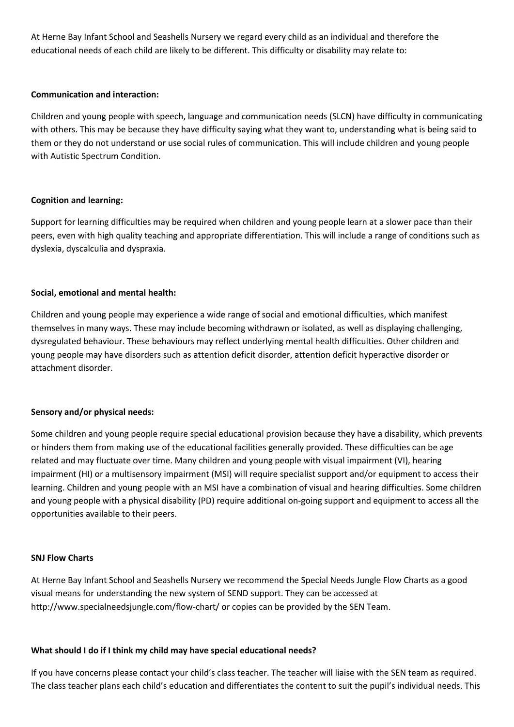At Herne Bay Infant School and Seashells Nursery we regard every child as an individual and therefore the educational needs of each child are likely to be different. This difficulty or disability may relate to:

**Communication and interaction:**

Children and young people with speech, language and communication needs (SLCN) have difficulty in communicating with others. This may be because they have difficulty saying what they want to, understanding what is being said to them or they do not understand or use social rules of communication. This will include children and young people with Autistic Spectrum Condition.

**Cognition and learning:**

Support for learning difficulties may be required when children and young people learn at a slower pace than their peers, even with high quality teaching and appropriate differentiation. This will include a range of conditions such as dyslexia, dyscalculia and dyspraxia.

**Social, emotional and mental health:**

Children and young people may experience a wide range of social and emotional difficulties, which manifest themselves in many ways. These may include becoming withdrawn or isolated, as well as displaying challenging, dysregulated behaviour. These behaviours may reflect underlying mental health difficulties. Other children and young people may have disorders such as attention deficit disorder, attention deficit hyperactive disorder or attachment disorder.

**Sensory and/or physical needs:**

Some children and young people require special educational provision because they have a disability, which prevents or hinders them from making use of the educational facilities generally provided. These difficulties can be age related and may fluctuate over time. Many children and young people with visual impairment (VI), hearing impairment (HI) or a multisensory impairment (MSI) will require specialist support and/or equipment to access their learning. Children and young people with an MSI have a combination of visual and hearing difficulties. Some children and young people with a physical disability (PD) require additional on-going support and equipment to access all the opportunities available to their peers.

**SNJ Flow Charts**

At Herne Bay Infant School and Seashells Nursery we recommend the Special Needs Jungle Flow Charts as a good visual means for understanding the new system of SEND support. They can be accessed at http://www.specialneedsjungle.com/flow-chart/ or copies can be provided by the SEN Team.

**What should I do if I think my child may have special educational needs?**

If you have concerns please contact your child's class teacher. The teacher will liaise with the SEN team as required. The class teacher plans each child's education and differentiates the content to suit the pupil's individual needs. This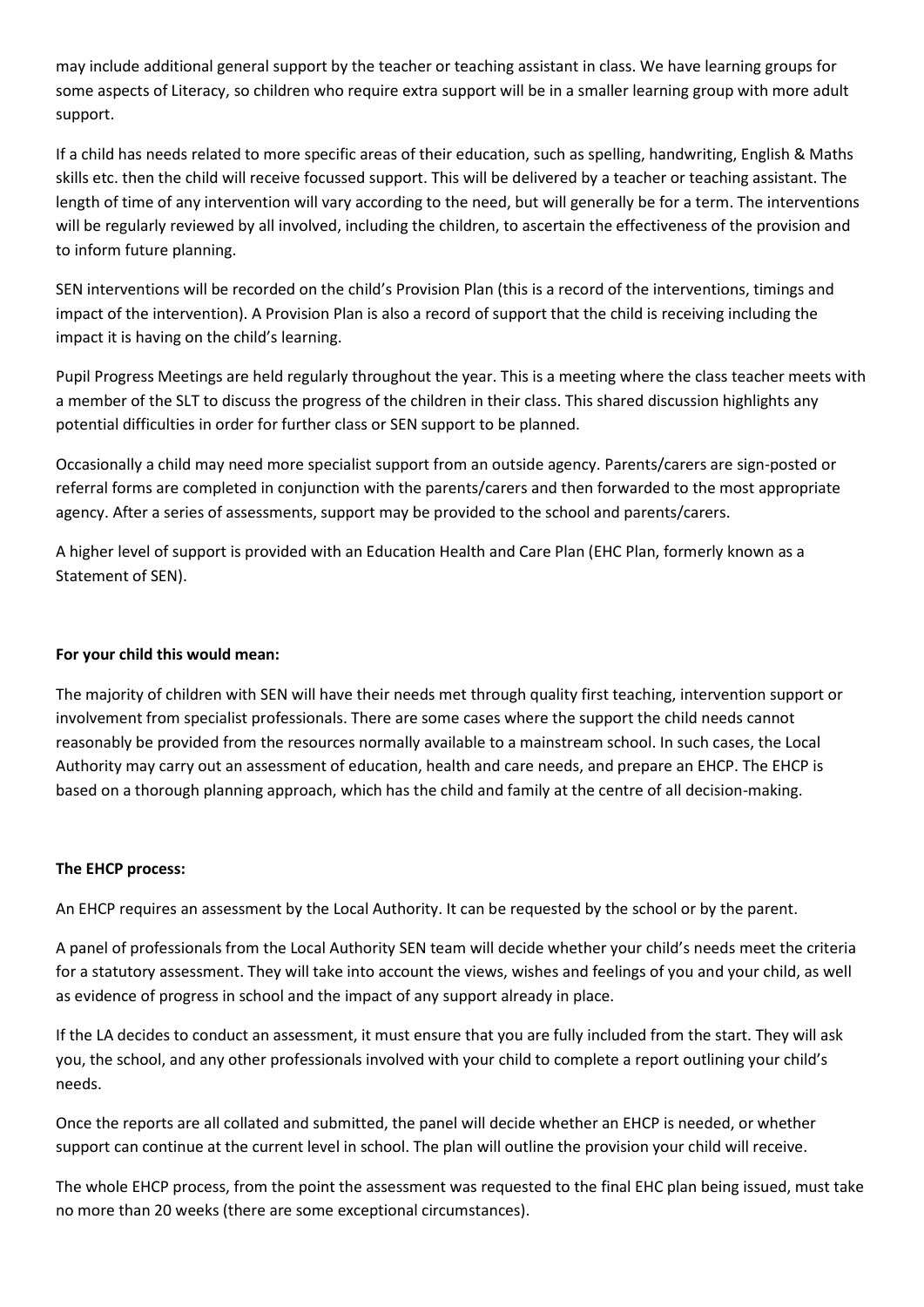may include additional general support by the teacher or teaching assistant in class. We have learning groups for some aspects of Literacy, so children who require extra support will be in a smaller learning group with more adult support.

If a child has needs related to more specific areas of their education, such as spelling, handwriting, English & Maths skills etc. then the child will receive focussed support. This will be delivered by a teacher or teaching assistant. The length of time of any intervention will vary according to the need, but will generally be for a term. The interventions will be regularly reviewed by all involved, including the children, to ascertain the effectiveness of the provision and to inform future planning.

SEN interventions will be recorded on the child's Provision Plan (this is a record of the interventions, timings and impact of the intervention). A Provision Plan is also a record of support that the child is receiving including the impact it is having on the child's learning.

Pupil Progress Meetings are held regularly throughout the year. This is a meeting where the class teacher meets with a member of the SLT to discuss the progress of the children in their class. This shared discussion highlights any potential difficulties in order for further class or SEN support to be planned.

Occasionally a child may need more specialist support from an outside agency. Parents/carers are sign-posted or referral forms are completed in conjunction with the parents/carers and then forwarded to the most appropriate agency. After a series of assessments, support may be provided to the school and parents/carers.

A higher level of support is provided with an Education Health and Care Plan (EHC Plan, formerly known as a Statement of SEN).

**For your child this would mean:**

The majority of children with SEN will have their needs met through quality first teaching, intervention support or involvement from specialist professionals. There are some cases where the support the child needs cannot reasonably be provided from the resources normally available to a mainstream school. In such cases, the Local Authority may carry out an assessment of education, health and care needs, and prepare an EHCP. The EHCP is based on a thorough planning approach, which has the child and family at the centre of all decision-making.

**The EHCP process:**

An EHCP requires an assessment by the Local Authority. It can be requested by the school or by the parent.

A panel of professionals from the Local Authority SEN team will decide whether your child's needs meet the criteria for a statutory assessment. They will take into account the views, wishes and feelings of you and your child, as well as evidence of progress in school and the impact of any support already in place.

If the LA decides to conduct an assessment, it must ensure that you are fully included from the start. They will ask you, the school, and any other professionals involved with your child to complete a report outlining your child's needs.

Once the reports are all collated and submitted, the panel will decide whether an EHCP is needed, or whether support can continue at the current level in school. The plan will outline the provision your child will receive.

The whole EHCP process, from the point the assessment was requested to the final EHC plan being issued, must take no more than 20 weeks (there are some exceptional circumstances).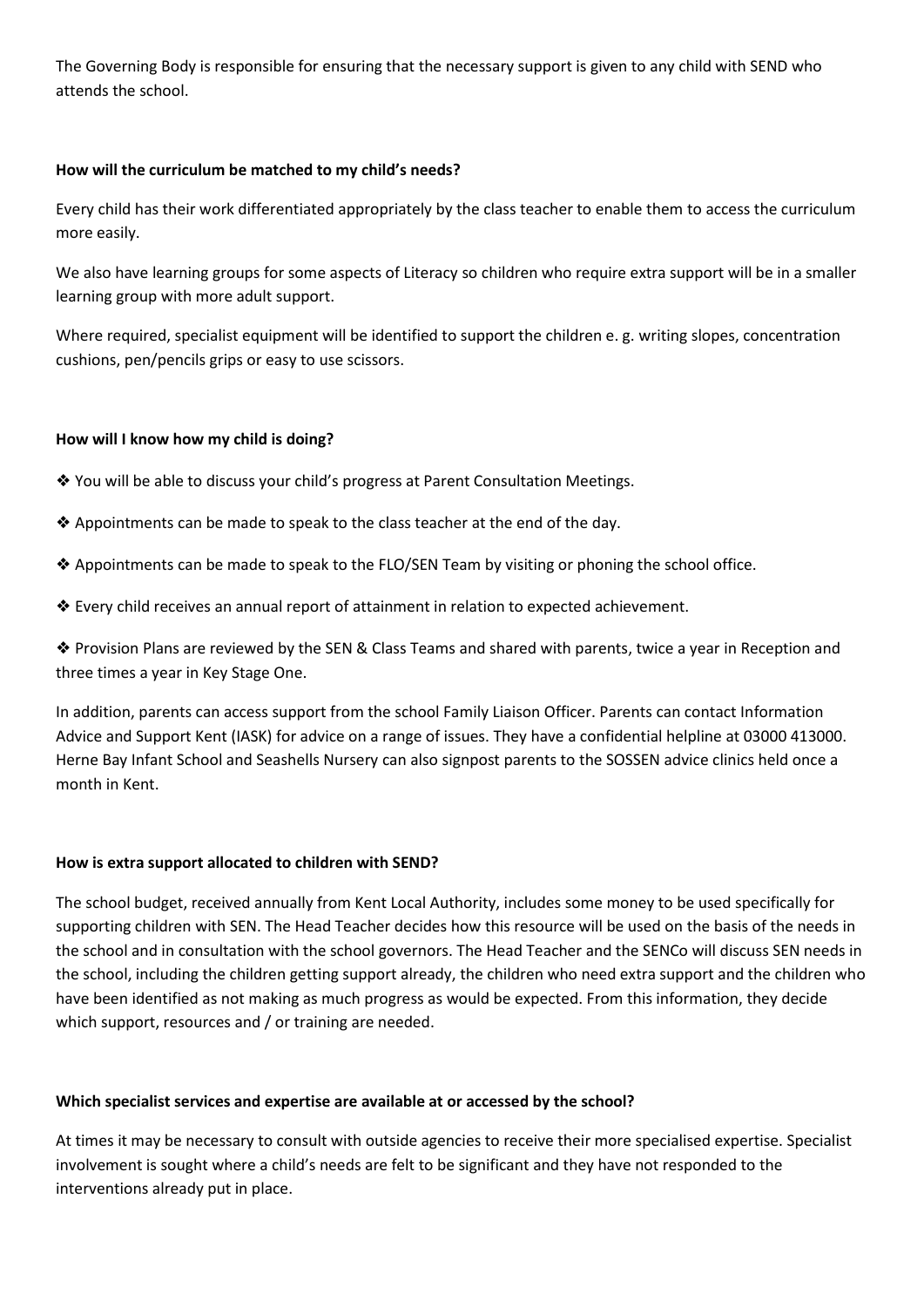The Governing Body is responsible for ensuring that the necessary support is given to any child with SEND who attends the school.

**How will the curriculum be matched to my child's needs?**

Every child has their work differentiated appropriately by the class teacher to enable them to access the curriculum more easily.

We also have learning groups for some aspects of Literacy so children who require extra support will be in a smaller learning group with more adult support.

Where required, specialist equipment will be identified to support the children e. g. writing slopes, concentration cushions, pen/pencils grips or easy to use scissors.

**How will I know how my child is doing?**

❖ You will be able to discuss your child's progress at Parent Consultation Meetings.

❖ Appointments can be made to speak to the class teacher at the end of the day.

❖ Appointments can be made to speak to the FLO/SEN Team by visiting or phoning the school office.

❖ Every child receives an annual report of attainment in relation to expected achievement.

❖ Provision Plans are reviewed by the SEN & Class Teams and shared with parents, twice a year in Reception and three times a year in Key Stage One.

In addition, parents can access support from the school Family Liaison Officer. Parents can contact Information Advice and Support Kent (IASK) for advice on a range of issues. They have a confidential helpline at 03000 413000. Herne Bay Infant School and Seashells Nursery can also signpost parents to the SOSSEN advice clinics held once a month in Kent.

**How is extra support allocated to children with SEND?**

The school budget, received annually from Kent Local Authority, includes some money to be used specifically for supporting children with SEN. The Head Teacher decides how this resource will be used on the basis of the needs in the school and in consultation with the school governors. The Head Teacher and the SENCo will discuss SEN needs in the school, including the children getting support already, the children who need extra support and the children who have been identified as not making as much progress as would be expected. From this information, they decide which support, resources and / or training are needed.

**Which specialist services and expertise are available at or accessed by the school?**

At times it may be necessary to consult with outside agencies to receive their more specialised expertise. Specialist involvement is sought where a child's needs are felt to be significant and they have not responded to the interventions already put in place.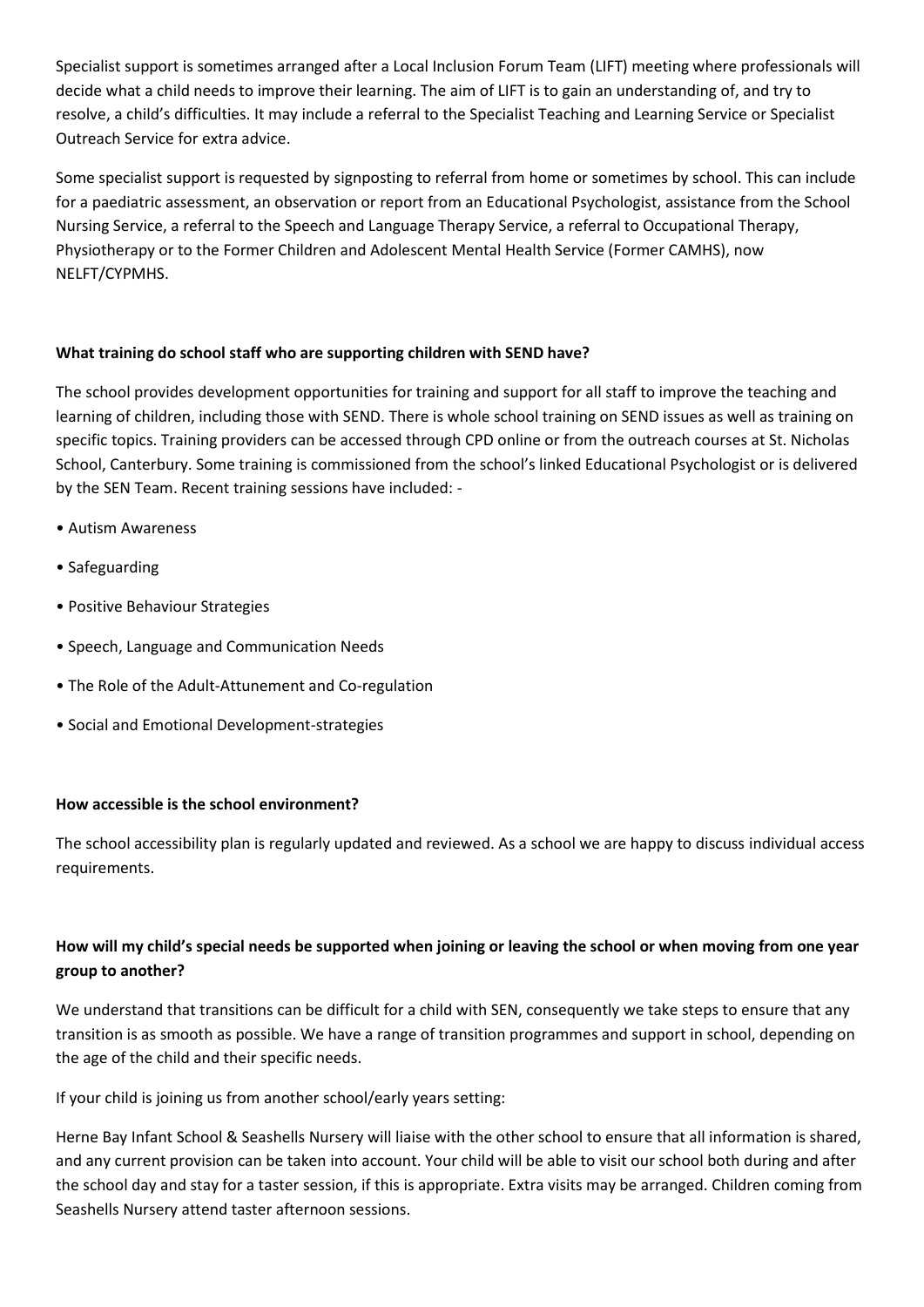Specialist support is sometimes arranged after a Local Inclusion Forum Team (LIFT) meeting where professionals will decide what a child needs to improve their learning. The aim of LIFT is to gain an understanding of, and try to resolve, a child's difficulties. It may include a referral to the Specialist Teaching and Learning Service or Specialist Outreach Service for extra advice.

Some specialist support is requested by signposting to referral from home or sometimes by school. This can include for a paediatric assessment, an observation or report from an Educational Psychologist, assistance from the School Nursing Service, a referral to the Speech and Language Therapy Service, a referral to Occupational Therapy, Physiotherapy or to the Former Children and Adolescent Mental Health Service (Former CAMHS), now NELFT/CYPMHS.

**What training do school staff who are supporting children with SEND have?**

The school provides development opportunities for training and support for all staff to improve the teaching and learning of children, including those with SEND. There is whole school training on SEND issues as well as training on specific topics. Training providers can be accessed through CPD online or from the outreach courses at St. Nicholas School, Canterbury. Some training is commissioned from the school's linked Educational Psychologist or is delivered by the SEN Team. Recent training sessions have included: -

- Autism Awareness
- Safeguarding
- Positive Behaviour Strategies
- Speech, Language and Communication Needs
- The Role of the Adult-Attunement and Co-regulation
- Social and Emotional Development-strategies

**How accessible is the school environment?**

The school accessibility plan is regularly updated and reviewed. As a school we are happy to discuss individual access requirements.

**How will my child's special needs be supported when joining or leaving the school or when moving from one year group to another?**

We understand that transitions can be difficult for a child with SEN, consequently we take steps to ensure that any transition is as smooth as possible. We have a range of transition programmes and support in school, depending on the age of the child and their specific needs.

If your child is joining us from another school/early years setting:

Herne Bay Infant School & Seashells Nursery will liaise with the other school to ensure that all information is shared, and any current provision can be taken into account. Your child will be able to visit our school both during and after the school day and stay for a taster session, if this is appropriate. Extra visits may be arranged. Children coming from Seashells Nursery attend taster afternoon sessions.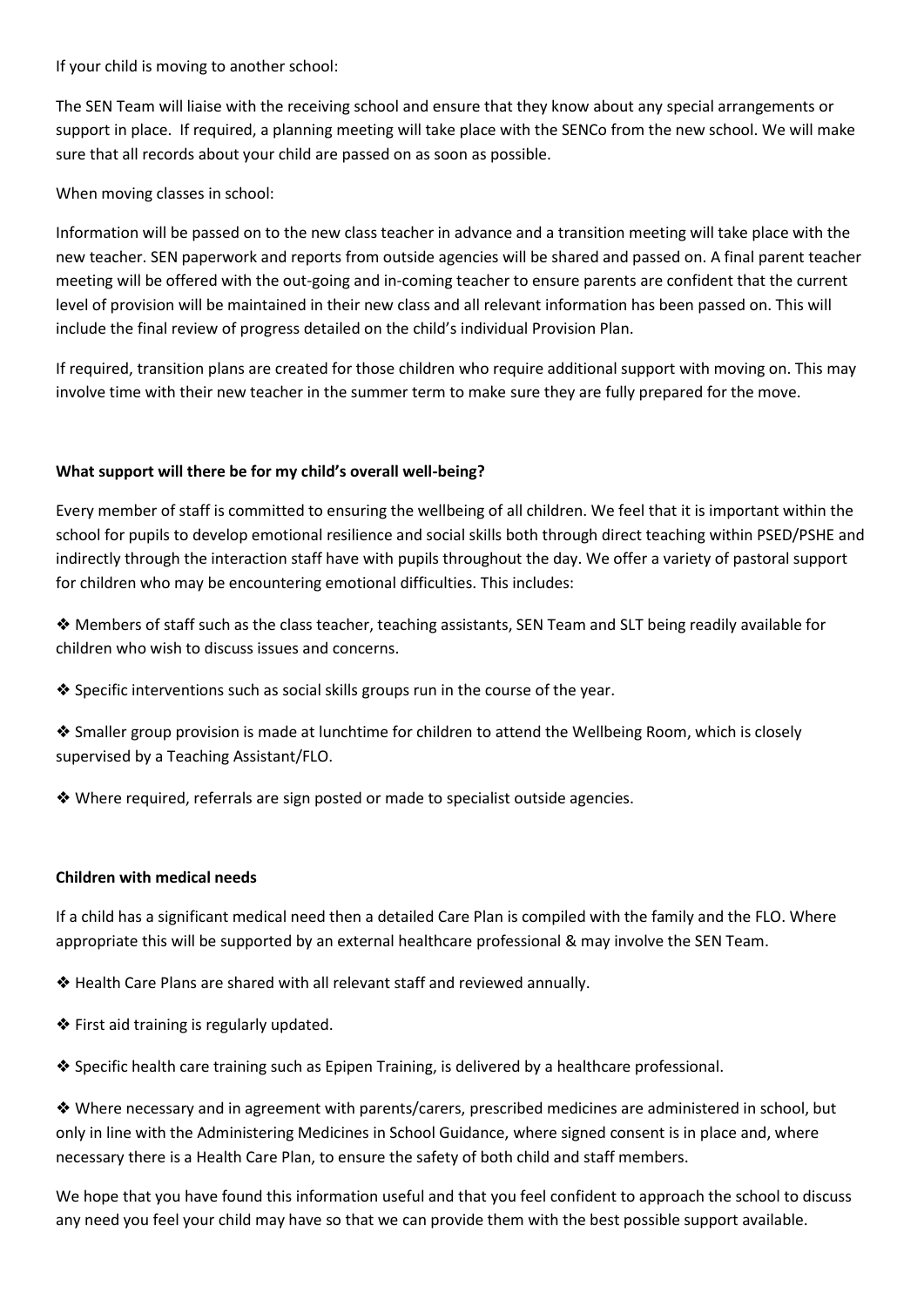If your child is moving to another school:

The SEN Team will liaise with the receiving school and ensure that they know about any special arrangements or support in place. If required, a planning meeting will take place with the SENCo from the new school. We will make sure that all records about your child are passed on as soon as possible.

When moving classes in school:

Information will be passed on to the new class teacher in advance and a transition meeting will take place with the new teacher. SEN paperwork and reports from outside agencies will be shared and passed on. A final parent teacher meeting will be offered with the out-going and in-coming teacher to ensure parents are confident that the current level of provision will be maintained in their new class and all relevant information has been passed on. This will include the final review of progress detailed on the child's individual Provision Plan.

If required, transition plans are created for those children who require additional support with moving on. This may involve time with their new teacher in the summer term to make sure they are fully prepared for the move.

**What support will there be for my child's overall well-being?**

Every member of staff is committed to ensuring the wellbeing of all children. We feel that it is important within the school for pupils to develop emotional resilience and social skills both through direct teaching within PSED/PSHE and indirectly through the interaction staff have with pupils throughout the day. We offer a variety of pastoral support for children who may be encountering emotional difficulties. This includes:

❖ Members of staff such as the class teacher, teaching assistants, SEN Team and SLT being readily available for children who wish to discuss issues and concerns.

❖ Specific interventions such as social skills groups run in the course of the year.

❖ Smaller group provision is made at lunchtime for children to attend the Wellbeing Room, which is closely supervised by a Teaching Assistant/FLO.

❖ Where required, referrals are sign posted or made to specialist outside agencies.

**Children with medical needs**

If a child has a significant medical need then a detailed Care Plan is compiled with the family and the FLO. Where appropriate this will be supported by an external healthcare professional & may involve the SEN Team.

❖ Health Care Plans are shared with all relevant staff and reviewed annually.

❖ First aid training is regularly updated.

❖ Specific health care training such as Epipen Training, is delivered by a healthcare professional.

❖ Where necessary and in agreement with parents/carers, prescribed medicines are administered in school, but only in line with the Administering Medicines in School Guidance, where signed consent is in place and, where necessary there is a Health Care Plan, to ensure the safety of both child and staff members.

We hope that you have found this information useful and that you feel confident to approach the school to discuss any need you feel your child may have so that we can provide them with the best possible support available.